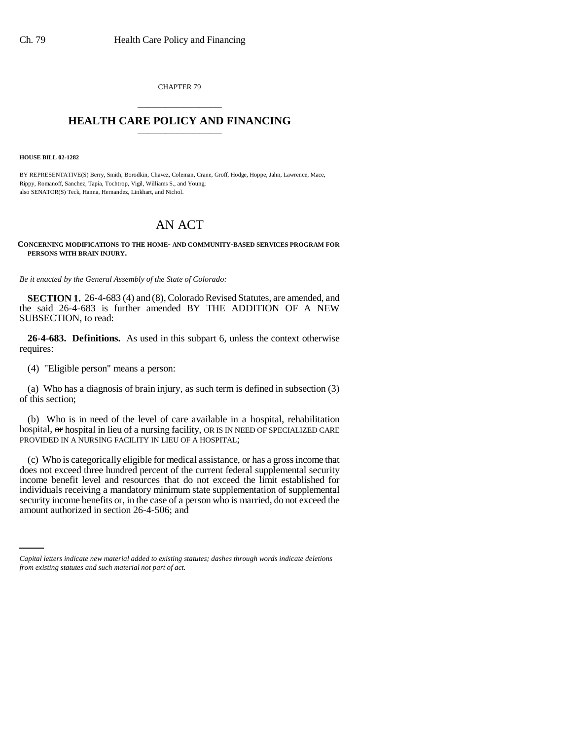CHAPTER 79

## HEALTH CARE POLICY AND FINANCING

**HOUSE BILL 02-1282**

BY REPRESENTATIVE(S) Berry, Smith, Borodkin, Chavez, Coleman, Crane, Groff, Hodge, Hoppe, Jahn, Lawrence, Mace, Rippy, Romanoff, Sanchez, Tapia, Tochtrop, Vigil, Williams S., and Young;
also SENATOR(S) Teck, Hanna, Hernandez, Linkhart, and Nichol.

# AN ACT

**CONCERNING MODIFICATIONS TO THE HOME- AND COMMUNITY-BASED SERVICES PROGRAM FOR PERSONS WITH BRAIN INJURY.**

*Be it enacted by the General Assembly of the State of Colorado:*

**SECTION 1.** 26-4-683 (4) and (8), Colorado Revised Statutes, are amended, and the said 26-4-683 is further amended BY THE ADDITION OF A NEW SUBSECTION, to read:

**26-4-683. Definitions.** As used in this subpart 6, unless the context otherwise requires:

(4) "Eligible person" means a person:

(a) Who has a diagnosis of brain injury, as such term is defined in subsection (3) of this section;

(b) Who is in need of the level of care available in a hospital, rehabilitation hospital, ~~or~~ hospital in lieu of a nursing facility, OR IS IN NEED OF SPECIALIZED CARE PROVIDED IN A NURSING FACILITY IN LIEU OF A HOSPITAL;

(c) Who is categorically eligible for medical assistance, or has a gross income that does not exceed three hundred percent of the current federal supplemental security income benefit level and resources that do not exceed the limit established for individuals receiving a mandatory minimum state supplementation of supplemental security income benefits or, in the case of a person who is married, do not exceed the amount authorized in section 26-4-506; and

*Capital letters indicate new material added to existing statutes; dashes through words indicate deletions from existing statutes and such material not part of act.*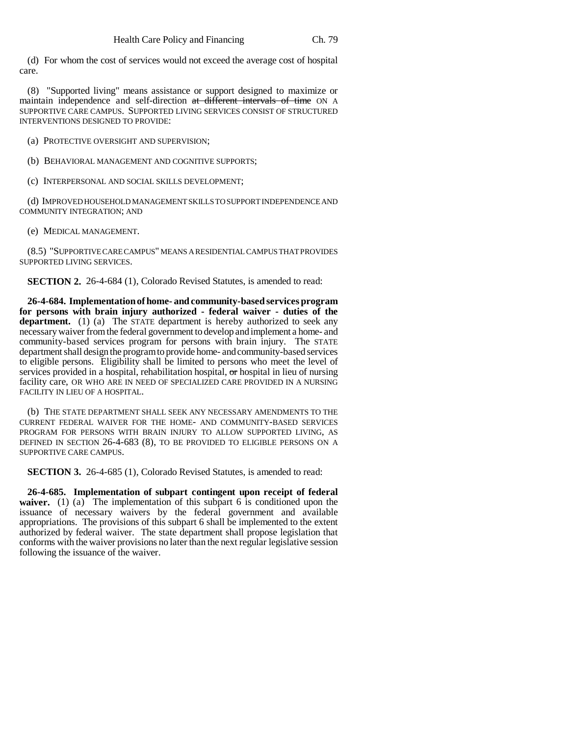(d) For whom the cost of services would not exceed the average cost of hospital care.

(8) "Supported living" means assistance or support designed to maximize or maintain independence and self-direction ~~at different intervals of time~~ ON A SUPPORTIVE CARE CAMPUS. SUPPORTED LIVING SERVICES CONSIST OF STRUCTURED INTERVENTIONS DESIGNED TO PROVIDE:

(a) PROTECTIVE OVERSIGHT AND SUPERVISION;

(b) BEHAVIORAL MANAGEMENT AND COGNITIVE SUPPORTS;

(c) INTERPERSONAL AND SOCIAL SKILLS DEVELOPMENT;

(d) IMPROVED HOUSEHOLD MANAGEMENT SKILLS TO SUPPORT INDEPENDENCE AND COMMUNITY INTEGRATION; AND

(e) MEDICAL MANAGEMENT.

(8.5) "SUPPORTIVE CARE CAMPUS" MEANS A RESIDENTIAL CAMPUS THAT PROVIDES SUPPORTED LIVING SERVICES.

**SECTION 2.** 26-4-684 (1), Colorado Revised Statutes, is amended to read:

**26-4-684. Implementation of home- and community-based services program for persons with brain injury authorized - federal waiver - duties of the department.** (1) (a) The STATE department is hereby authorized to seek any necessary waiver from the federal government to develop and implement a home- and community-based services program for persons with brain injury. The STATE department shall design the program to provide home- and community-based services to eligible persons. Eligibility shall be limited to persons who meet the level of services provided in a hospital, rehabilitation hospital, ~~or~~ hospital in lieu of nursing facility care, OR WHO ARE IN NEED OF SPECIALIZED CARE PROVIDED IN A NURSING FACILITY IN LIEU OF A HOSPITAL.

(b) THE STATE DEPARTMENT SHALL SEEK ANY NECESSARY AMENDMENTS TO THE CURRENT FEDERAL WAIVER FOR THE HOME- AND COMMUNITY-BASED SERVICES PROGRAM FOR PERSONS WITH BRAIN INJURY TO ALLOW SUPPORTED LIVING, AS DEFINED IN SECTION 26-4-683 (8), TO BE PROVIDED TO ELIGIBLE PERSONS ON A SUPPORTIVE CARE CAMPUS.

**SECTION 3.** 26-4-685 (1), Colorado Revised Statutes, is amended to read:

**26-4-685. Implementation of subpart contingent upon receipt of federal waiver.** (1) (a) The implementation of this subpart 6 is conditioned upon the issuance of necessary waivers by the federal government and available appropriations. The provisions of this subpart 6 shall be implemented to the extent authorized by federal waiver. The state department shall propose legislation that conforms with the waiver provisions no later than the next regular legislative session following the issuance of the waiver.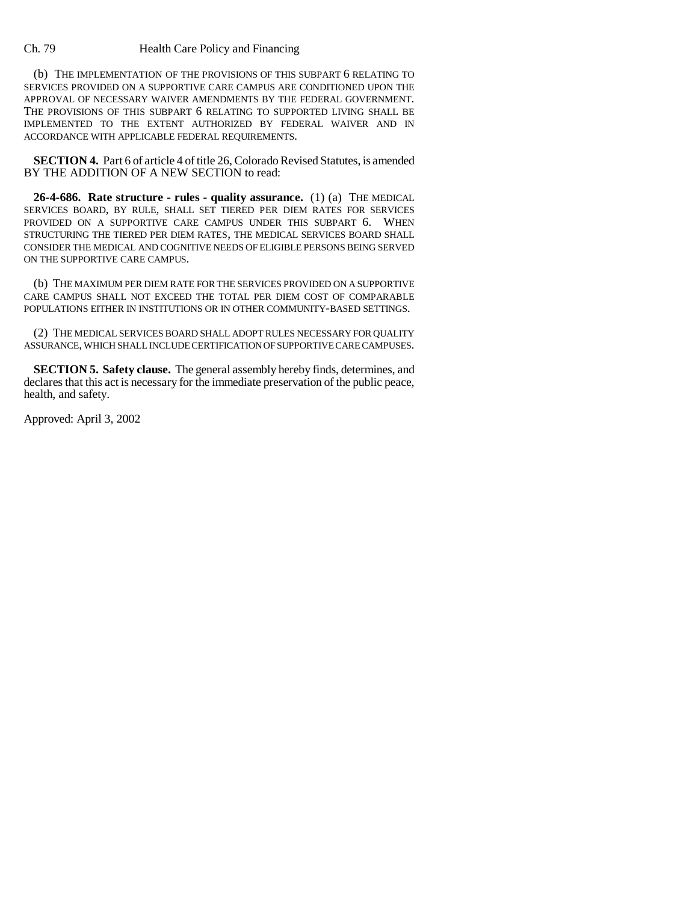(b) THE IMPLEMENTATION OF THE PROVISIONS OF THIS SUBPART 6 RELATING TO SERVICES PROVIDED ON A SUPPORTIVE CARE CAMPUS ARE CONDITIONED UPON THE APPROVAL OF NECESSARY WAIVER AMENDMENTS BY THE FEDERAL GOVERNMENT. THE PROVISIONS OF THIS SUBPART 6 RELATING TO SUPPORTED LIVING SHALL BE IMPLEMENTED TO THE EXTENT AUTHORIZED BY FEDERAL WAIVER AND IN ACCORDANCE WITH APPLICABLE FEDERAL REQUIREMENTS.

**SECTION 4.** Part 6 of article 4 of title 26, Colorado Revised Statutes, is amended BY THE ADDITION OF A NEW SECTION to read:

**26-4-686. Rate structure - rules - quality assurance.** (1) (a) THE MEDICAL SERVICES BOARD, BY RULE, SHALL SET TIERED PER DIEM RATES FOR SERVICES PROVIDED ON A SUPPORTIVE CARE CAMPUS UNDER THIS SUBPART 6. WHEN STRUCTURING THE TIERED PER DIEM RATES, THE MEDICAL SERVICES BOARD SHALL CONSIDER THE MEDICAL AND COGNITIVE NEEDS OF ELIGIBLE PERSONS BEING SERVED ON THE SUPPORTIVE CARE CAMPUS.

(b) THE MAXIMUM PER DIEM RATE FOR THE SERVICES PROVIDED ON A SUPPORTIVE CARE CAMPUS SHALL NOT EXCEED THE TOTAL PER DIEM COST OF COMPARABLE POPULATIONS EITHER IN INSTITUTIONS OR IN OTHER COMMUNITY-BASED SETTINGS.

(2) THE MEDICAL SERVICES BOARD SHALL ADOPT RULES NECESSARY FOR QUALITY ASSURANCE, WHICH SHALL INCLUDE CERTIFICATION OF SUPPORTIVE CARE CAMPUSES.

**SECTION 5. Safety clause.** The general assembly hereby finds, determines, and declares that this act is necessary for the immediate preservation of the public peace, health, and safety.

Approved: April 3, 2002